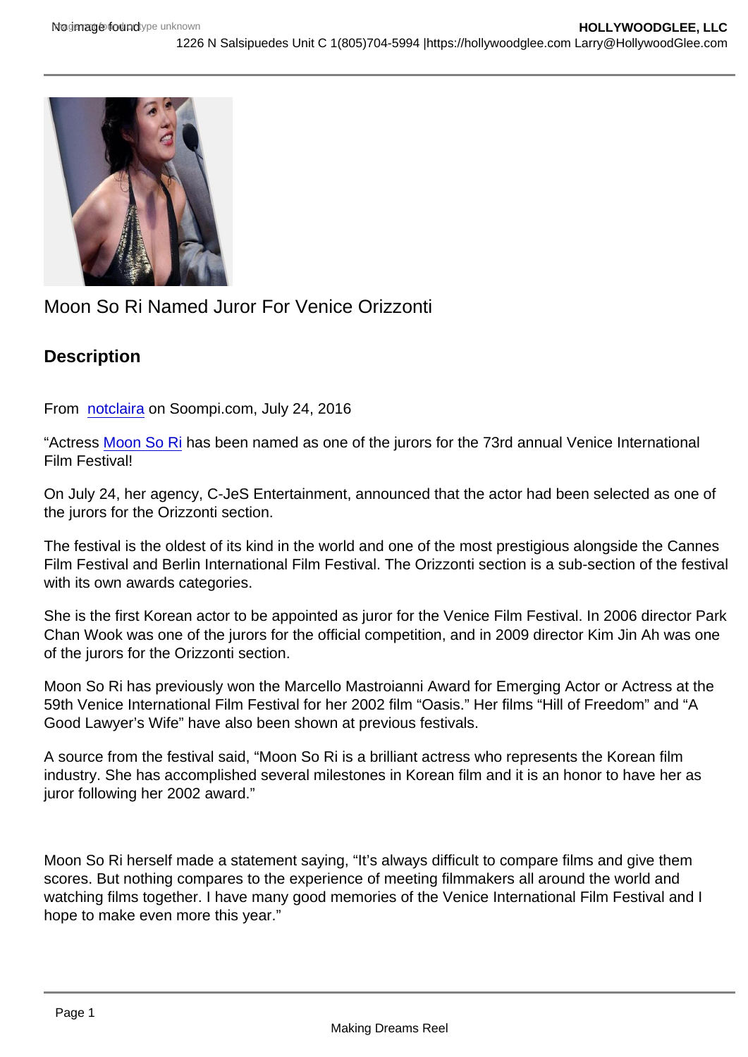# Moon So Ri Named Juror For Venice Orizzonti

## Description

From notclaira on Soompi.com, July 24, 2016

"Actress Moon So Ri has been named as one of the jurors for the 73rd annual Venice International Film Festival!

On July 24, her agency, C-JeS Entertainment, announced that the actor had been selected as one of the jurors for the Orizzonti section.

The festival is the oldest of its kind in the world and one of the most prestigious alongside the Cannes Film Festival and Berlin International Film Festival. The Orizzonti section is a sub-section of the festival with its own awards categories.

She is the first Korean actor to be appointed as juror for the Venice Film Festival. In 2006 director Park Chan Wook was one of the jurors for the official competition, and in 2009 director Kim Jin Ah was one of the jurors for the Orizzonti section.

Moon So Ri has previously won the Marcello Mastroianni Award for Emerging Actor or Actress at the 59th Venice International Film Festival for her 2002 film "Oasis." Her films "Hill of Freedom" and "A Good Lawyer's Wife" have also been shown at previous festivals.

A source from the festival said, "Moon So Ri is a brilliant actress who represents the Korean film industry. She has accomplished several milestones in Korean film and it is an honor to have her as juror following her 2002 award."

Moon So Ri herself made a statement saying, "It's always difficult to compare films and give them scores. But nothing compares to the experience of meeting filmmakers all around the world and watching films together. I have many good memories of the Venice International Film Festival and I hope to make even more this year."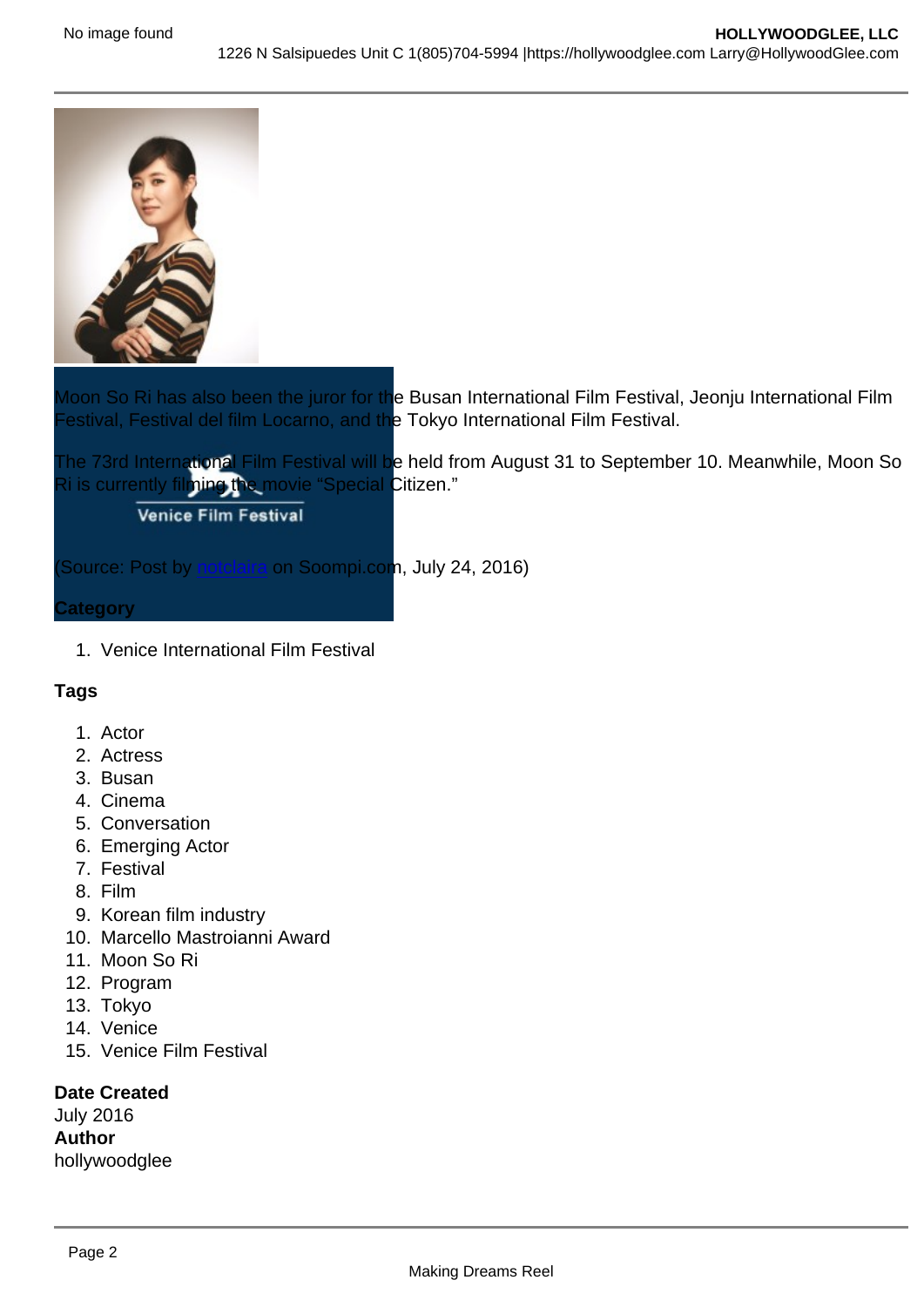Moon So Ri has also been the juror for the Busan International Film Festival, Jeonju International Film Festival, Festival del film Locarno, and the Tokyo International Film Festival.

The 73rd International Film Festival will be held from August 31 to September 10. Meanwhile, Moon So Ri is currently filming the movie "Special Citizen."

(Source: Post by notclaira on Soompi.com, July 24, 2016)

**Category**

1. Venice International Film Festival

**Tags**

1. Actor
2. Actress
3. Busan
4. Cinema
5. Conversation
6. Emerging Actor
7. Festival
8. Film
9. Korean film industry
10. Marcello Mastroianni Award
11. Moon So Ri
12. Program
13. Tokyo
14. Venice
15. Venice Film Festival

**Date Created**
July 2016
**Author**
hollywoodglee